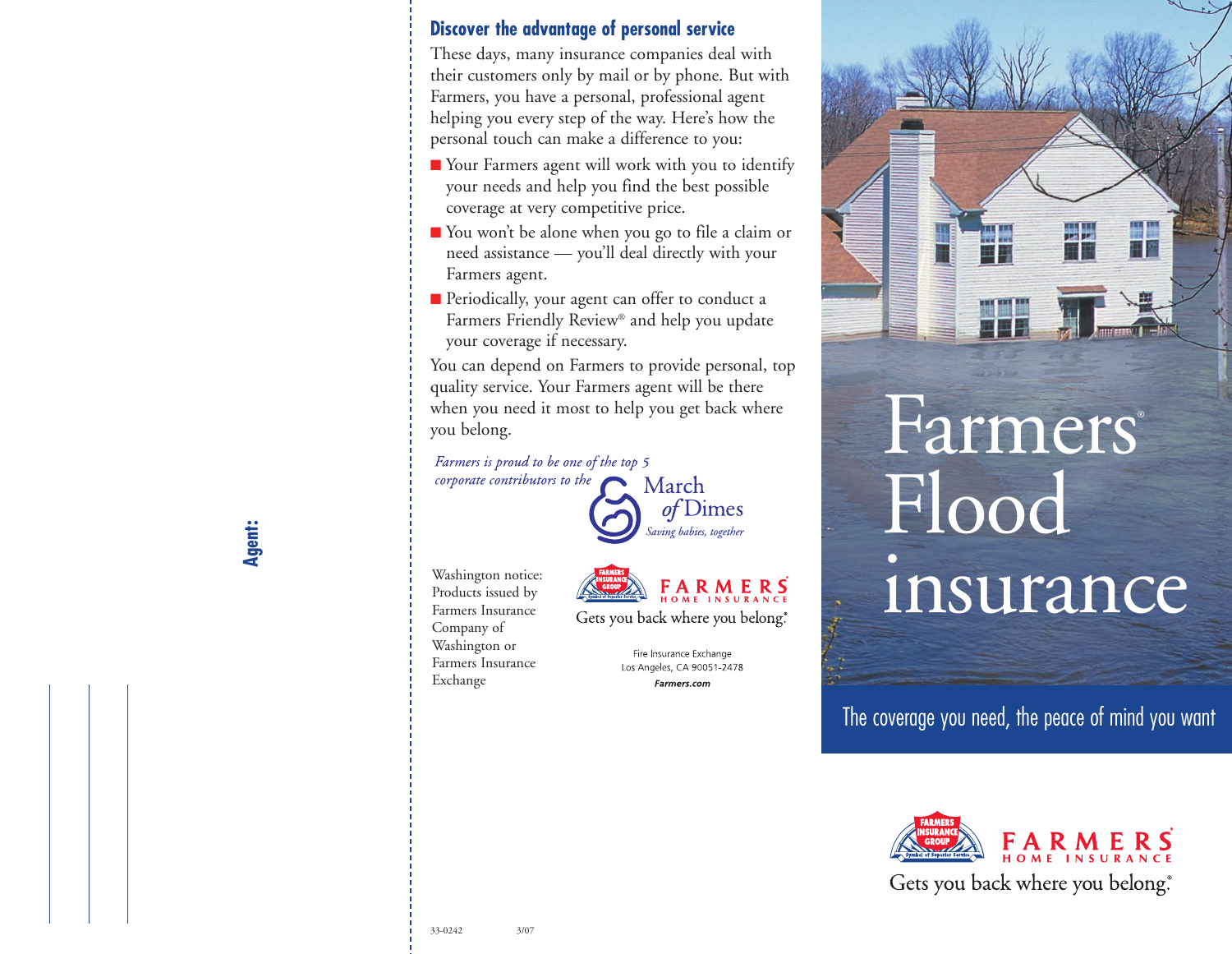**Agent:**

## Discover the advantage of personal service

These days, many insurance companies deal with their customers only by mail or by phone. But with Farmers, you have a personal, professional agent helping you every step of the way. Here's how the personal touch can make a difference to you:

- Your Farmers agent will work with you to identify your needs and help you find the best possible coverage at very competitive price.
- You won't be alone when you go to file a claim or need assistance — you'll deal directly with your Farmers agent.
- Periodically, your agent can offer to conduct a Farmers Friendly Review® and help you update your coverage if necessary.

You can depend on Farmers to provide personal, top quality service. Your Farmers agent will be there when you need it most to help you get back where you belong.

*Farmers is proud to be one of the top 5 corporate contributors to the* March of Dimes *Saving babies, together*

Washington notice: Products issued by Farmers Insurance Company of Washington or Farmers Insurance Exchange

FARMERS INSURANCE GROUP — Symbol of Superior Service

FARMERS® HOME INSURANCE

Gets you back where you belong.®

Fire Insurance Exchange
Los Angeles, CA 90051-2478
**Farmers.com**

33-0242 3/07

# Farmers® Flood insurance

The coverage you need, the peace of mind you want

FARMERS INSURANCE GROUP — Symbol of Superior Service

FARMERS® HOME INSURANCE

Gets you back where you belong.®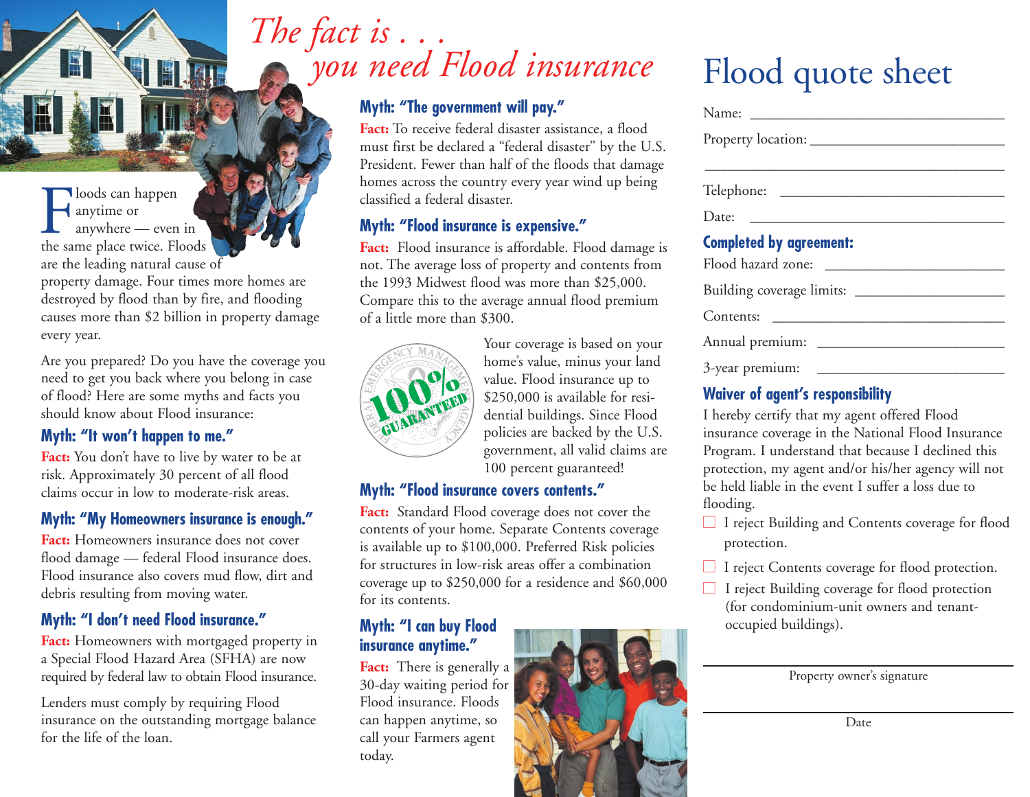# The fact is . . . you need Flood insurance

Floods can happen anytime or anywhere — even in the same place twice. Floods are the leading natural cause of property damage. Four times more homes are destroyed by flood than by fire, and flooding causes more than $2 billion in property damage every year.

Are you prepared? Do you have the coverage you need to get you back where you belong in case of flood? Here are some myths and facts you should know about Flood insurance:

### Myth: "It won't happen to me."

**Fact:** You don't have to live by water to be at risk. Approximately 30 percent of all flood claims occur in low to moderate-risk areas.

### Myth: "My Homeowners insurance is enough."

**Fact:** Homeowners insurance does not cover flood damage — federal Flood insurance does. Flood insurance also covers mud flow, dirt and debris resulting from moving water.

### Myth: "I don't need Flood insurance."

**Fact:** Homeowners with mortgaged property in a Special Flood Hazard Area (SFHA) are now required by federal law to obtain Flood insurance.

Lenders must comply by requiring Flood insurance on the outstanding mortgage balance for the life of the loan.

### Myth: "The government will pay."

**Fact:** To receive federal disaster assistance, a flood must first be declared a "federal disaster" by the U.S. President. Fewer than half of the floods that damage homes across the country every year wind up being classified a federal disaster.

### Myth: "Flood insurance is expensive."

**Fact:** Flood insurance is affordable. Flood damage is not. The average loss of property and contents from the 1993 Midwest flood was more than $25,000. Compare this to the average annual flood premium of a little more than $300.

Federal Emergency Management Agency — 100% Guaranteed

Your coverage is based on your home's value, minus your land value. Flood insurance up to $250,000 is available for residential buildings. Since Flood policies are backed by the U.S. government, all valid claims are 100 percent guaranteed!

### Myth: "Flood insurance covers contents."

**Fact:** Standard Flood coverage does not cover the contents of your home. Separate Contents coverage is available up to $100,000. Preferred Risk policies for structures in low-risk areas offer a combination coverage up to $250,000 for a residence and $60,000 for its contents.

### Myth: "I can buy Flood insurance anytime."

**Fact:** There is generally a 30-day waiting period for Flood insurance. Floods can happen anytime, so call your Farmers agent today.

# Flood quote sheet

Name: ______________________________

Property location: ______________________________

______________________________

Telephone: ______________________________

Date: ______________________________

### Completed by agreement:

Flood hazard zone: ______________________________

Building coverage limits: ______________________________

Contents: ______________________________

Annual premium: ______________________________

3-year premium: ______________________________

### Waiver of agent's responsibility

I hereby certify that my agent offered Flood insurance coverage in the National Flood Insurance Program. I understand that because I declined this protection, my agent and/or his/her agency will not be held liable in the event I suffer a loss due to flooding.

- ☐ I reject Building and Contents coverage for flood protection.
- ☐ I reject Contents coverage for flood protection.
- ☐ I reject Building coverage for flood protection (for condominium-unit owners and tenant-occupied buildings).

______________________________
Property owner's signature

______________________________
Date